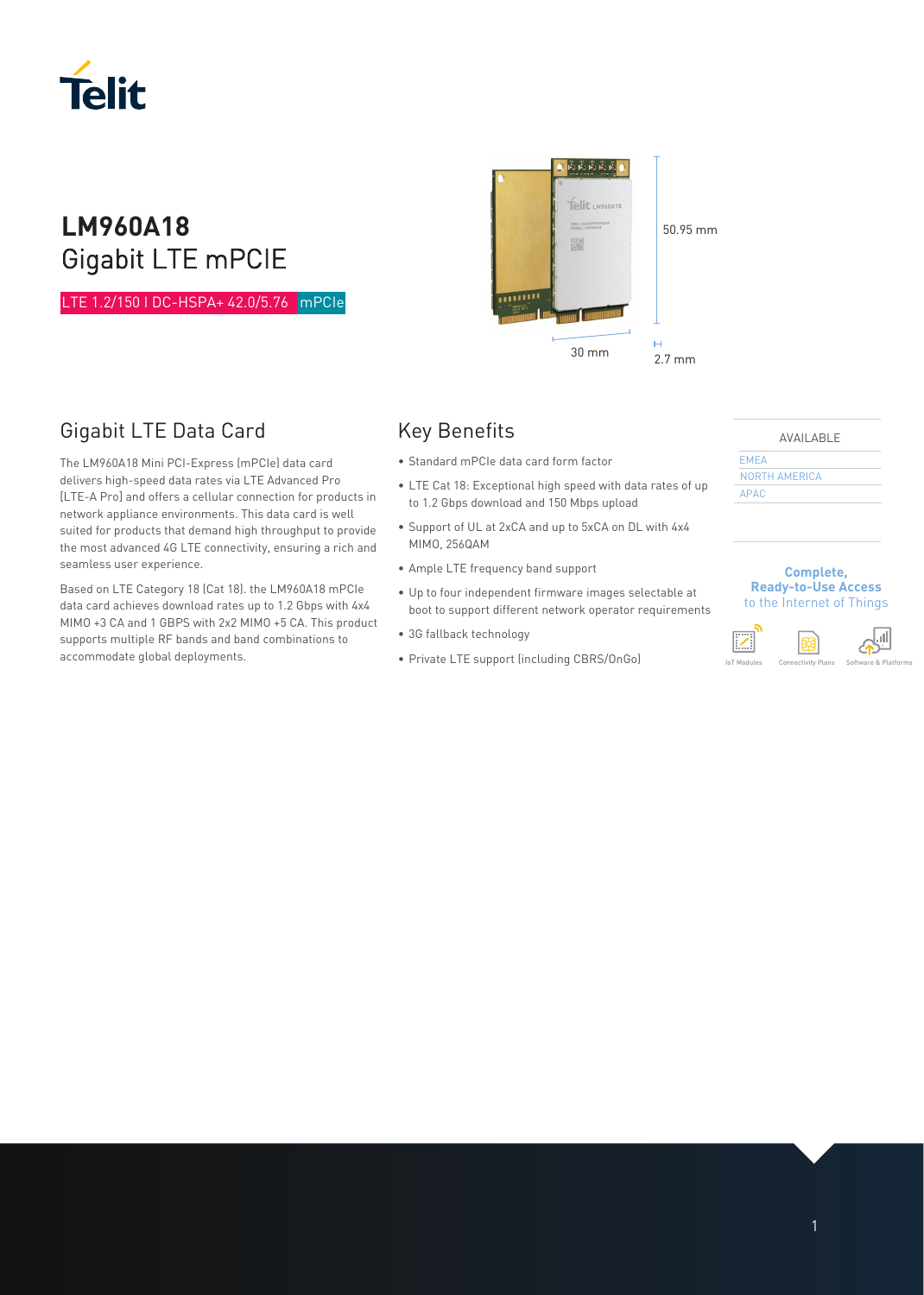# LM960A18

## Gigabit LTE mPCIE

LTE 1.2/150 I DC-HSPA+ 42.0/5.76 mPCIe

50.95 mm

30 mm

2.7 mm

## Gigabit LTE Data Card

The LM960A18 Mini PCI-Express (mPCIe) data card delivers high-speed data rates via LTE Advanced Pro [LTE-A Pro] and offers a cellular connection for products in network appliance environments. This data card is well suited for products that demand high throughput to provide the most advanced 4G LTE connectivity, ensuring a rich and seamless user experience.

Based on LTE Category 18 (Cat 18). the LM960A18 mPCIe data card achieves download rates up to 1.2 Gbps with 4x4 MIMO +3 CA and 1 GBPS with 2x2 MIMO +5 CA. This product supports multiple RF bands and band combinations to accommodate global deployments.

## Key Benefits

- Standard mPCIe data card form factor
- LTE Cat 18: Exceptional high speed with data rates of up to 1.2 Gbps download and 150 Mbps upload
- Support of UL at 2xCA and up to 5xCA on DL with 4x4 MIMO, 256QAM
- Ample LTE frequency band support
- Up to four independent firmware images selectable at boot to support different network operator requirements
- 3G fallback technology
- Private LTE support (including CBRS/OnGo)

| AVAILABLE |
|---|
| EMEA |
| NORTH AMERICA |
| APAC |

**Complete, Ready-to-Use Access** to the Internet of Things

IoT Modules | Connectivity Plans | Software & Platforms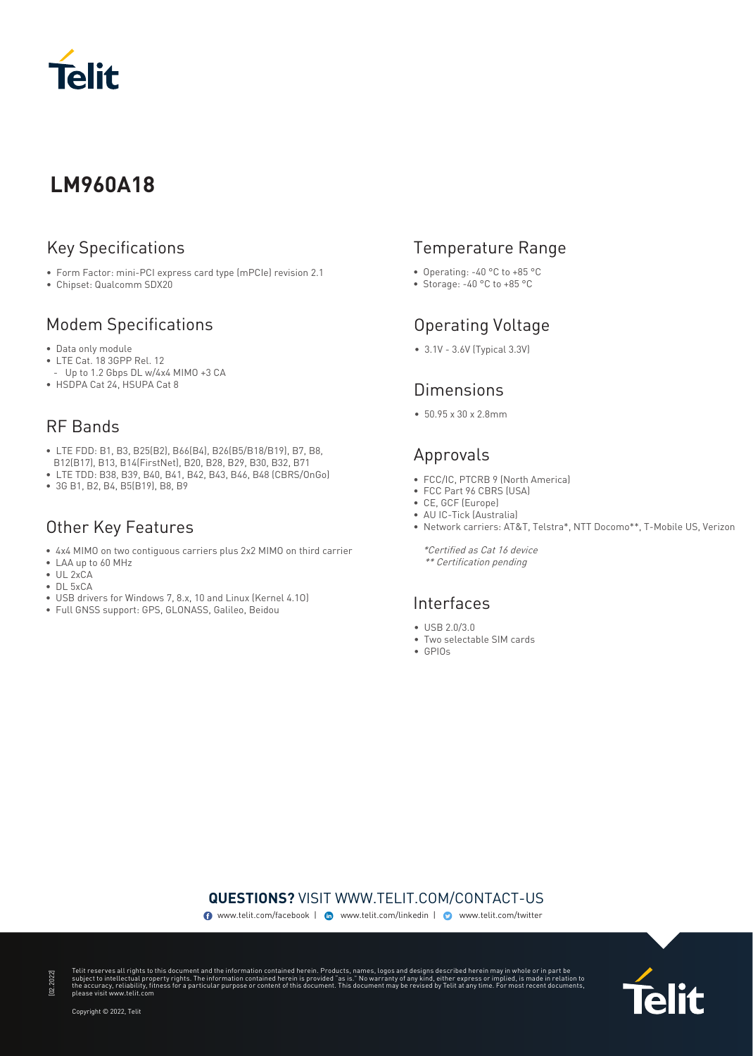# LM960A18

## Key Specifications

- Form Factor: mini-PCI express card type (mPCIe) revision 2.1
- Chipset: Qualcomm SDX20

## Modem Specifications

- Data only module
- LTE Cat. 18 3GPP Rel. 12
  - Up to 1.2 Gbps DL w/4x4 MIMO +3 CA
- HSDPA Cat 24, HSUPA Cat 8

## RF Bands

- LTE FDD: B1, B3, B25(B2), B66(B4), B26(B5/B18/B19), B7, B8, B12(B17), B13, B14(FirstNet), B20, B28, B29, B30, B32, B71
- LTE TDD: B38, B39, B40, B41, B42, B43, B46, B48 (CBRS/OnGo)
- 3G B1, B2, B4, B5(B19), B8, B9

## Other Key Features

- 4x4 MIMO on two contiguous carriers plus 2x2 MIMO on third carrier
- LAA up to 60 MHz
- UL 2xCA
- DL 5xCA
- USB drivers for Windows 7, 8.x, 10 and Linux (Kernel 4.10)
- Full GNSS support: GPS, GLONASS, Galileo, Beidou

## Temperature Range

- Operating: -40 °C to +85 °C
- Storage: -40 °C to +85 °C

## Operating Voltage

- 3.1V - 3.6V (Typical 3.3V)

## Dimensions

- 50.95 x 30 x 2.8mm

## Approvals

- FCC/IC, PTCRB 9 (North America)
- FCC Part 96 CBRS (USA)
- CE, GCF (Europe)
- AU IC-Tick (Australia)
- Network carriers: AT&T, Telstra*, NTT Docomo**, T-Mobile US, Verizon

*\*Certified as Cat 16 device*
*\*\* Certification pending*

## Interfaces

- USB 2.0/3.0
- Two selectable SIM cards
- GPIOs

**QUESTIONS?** VISIT WWW.TELIT.COM/CONTACT-US

www.telit.com/facebook | www.telit.com/linkedin | www.telit.com/twitter

Telit reserves all rights to this document and the information contained herein. Products, names, logos and designs described herein may in whole or in part be subject to intellectual property rights. The information contained herein is provided "as is." No warranty of any kind, either express or implied, is made in relation to the accuracy, reliability, fitness for a particular purpose or content of this document. This document may be revised by Telit at any time. For most recent documents, please visit www.telit.com

Copyright © 2022, Telit

[02.2022]